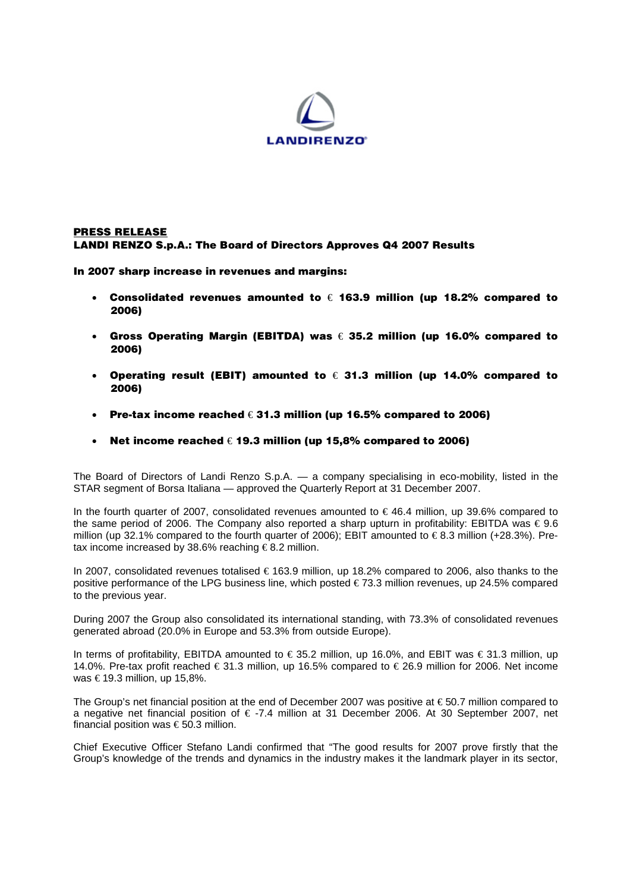**PRESS RELEASE**

**LANDI RENZO S.p.A.: The Board of Directors Approves Q4 2007 Results**

**In 2007 sharp increase in revenues and margins:**

- **Consolidated revenues amounted to € 163.9 million (up 18.2% compared to 2006)**
- **Gross Operating Margin (EBITDA) was € 35.2 million (up 16.0% compared to 2006)**
- **Operating result (EBIT) amounted to € 31.3 million (up 14.0% compared to 2006)**
- **Pre-tax income reached € 31.3 million (up 16.5% compared to 2006)**
- **Net income reached € 19.3 million (up 15,8% compared to 2006)**

The Board of Directors of Landi Renzo S.p.A. — a company specialising in eco-mobility, listed in the STAR segment of Borsa Italiana — approved the Quarterly Report at 31 December 2007.

In the fourth quarter of 2007, consolidated revenues amounted to € 46.4 million, up 39.6% compared to the same period of 2006. The Company also reported a sharp upturn in profitability: EBITDA was € 9.6 million (up 32.1% compared to the fourth quarter of 2006); EBIT amounted to € 8.3 million (+28.3%). Pre-tax income increased by 38.6% reaching € 8.2 million.

In 2007, consolidated revenues totalised € 163.9 million, up 18.2% compared to 2006, also thanks to the positive performance of the LPG business line, which posted € 73.3 million revenues, up 24.5% compared to the previous year.

During 2007 the Group also consolidated its international standing, with 73.3% of consolidated revenues generated abroad (20.0% in Europe and 53.3% from outside Europe).

In terms of profitability, EBITDA amounted to € 35.2 million, up 16.0%, and EBIT was € 31.3 million, up 14.0%. Pre-tax profit reached € 31.3 million, up 16.5% compared to € 26.9 million for 2006. Net income was € 19.3 million, up 15,8%.

The Group's net financial position at the end of December 2007 was positive at € 50.7 million compared to a negative net financial position of € -7.4 million at 31 December 2006. At 30 September 2007, net financial position was € 50.3 million.

Chief Executive Officer Stefano Landi confirmed that "The good results for 2007 prove firstly that the Group's knowledge of the trends and dynamics in the industry makes it the landmark player in its sector,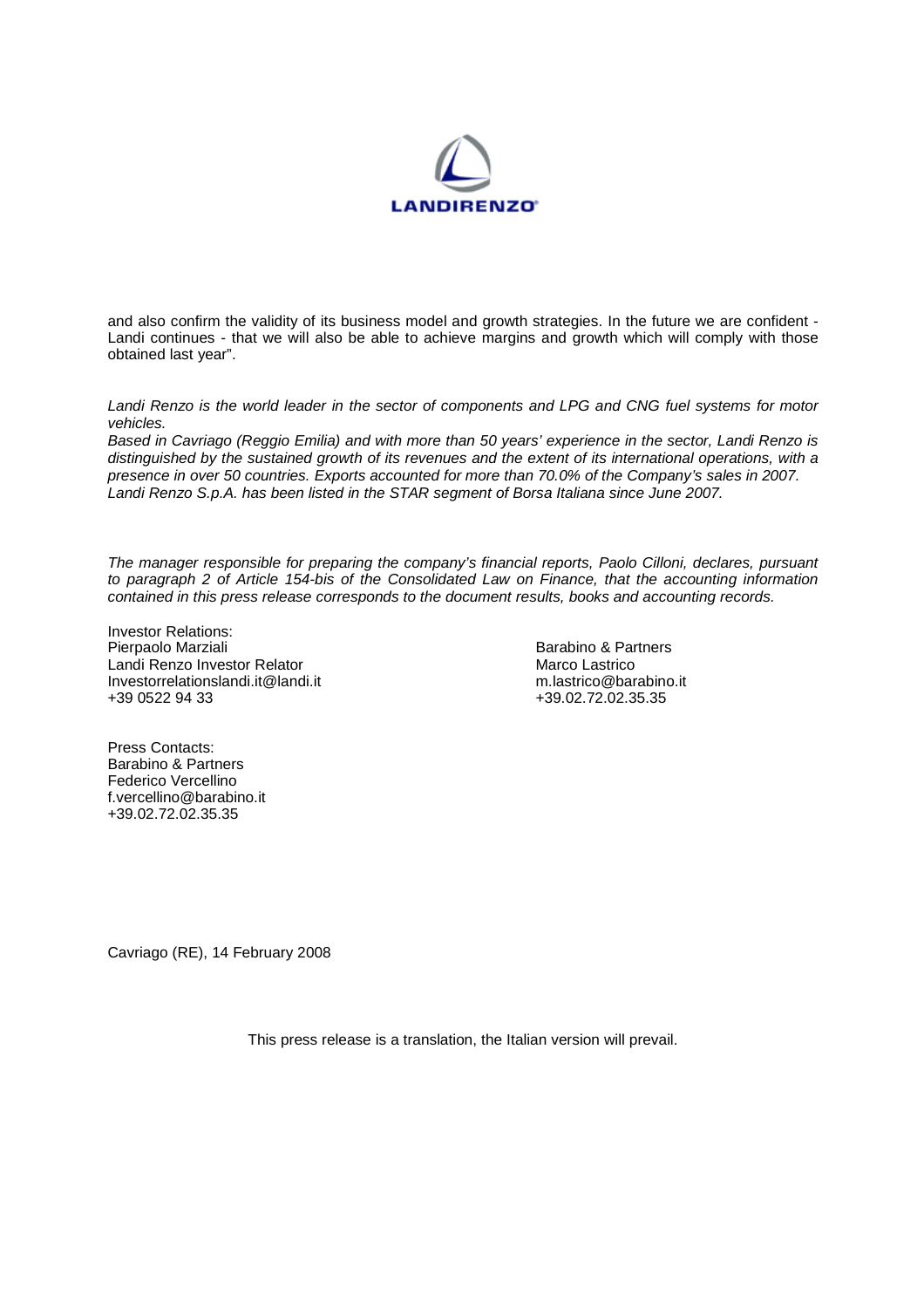and also confirm the validity of its business model and growth strategies. In the future we are confident - Landi continues - that we will also be able to achieve margins and growth which will comply with those obtained last year".

*Landi Renzo is the world leader in the sector of components and LPG and CNG fuel systems for motor vehicles.*
*Based in Cavriago (Reggio Emilia) and with more than 50 years' experience in the sector, Landi Renzo is distinguished by the sustained growth of its revenues and the extent of its international operations, with a presence in over 50 countries. Exports accounted for more than 70.0% of the Company's sales in 2007.*
*Landi Renzo S.p.A. has been listed in the STAR segment of Borsa Italiana since June 2007.*

*The manager responsible for preparing the company's financial reports, Paolo Cilloni, declares, pursuant to paragraph 2 of Article 154-bis of the Consolidated Law on Finance, that the accounting information contained in this press release corresponds to the document results, books and accounting records.*

Investor Relations:
Pierpaolo Marziali
Landi Renzo Investor Relator
Investorrelationslandi.it@landi.it
+39 0522 94 33

Barabino & Partners
Marco Lastrico
m.lastrico@barabino.it
+39.02.72.02.35.35

Press Contacts:
Barabino & Partners
Federico Vercellino
f.vercellino@barabino.it
+39.02.72.02.35.35

Cavriago (RE), 14 February 2008

This press release is a translation, the Italian version will prevail.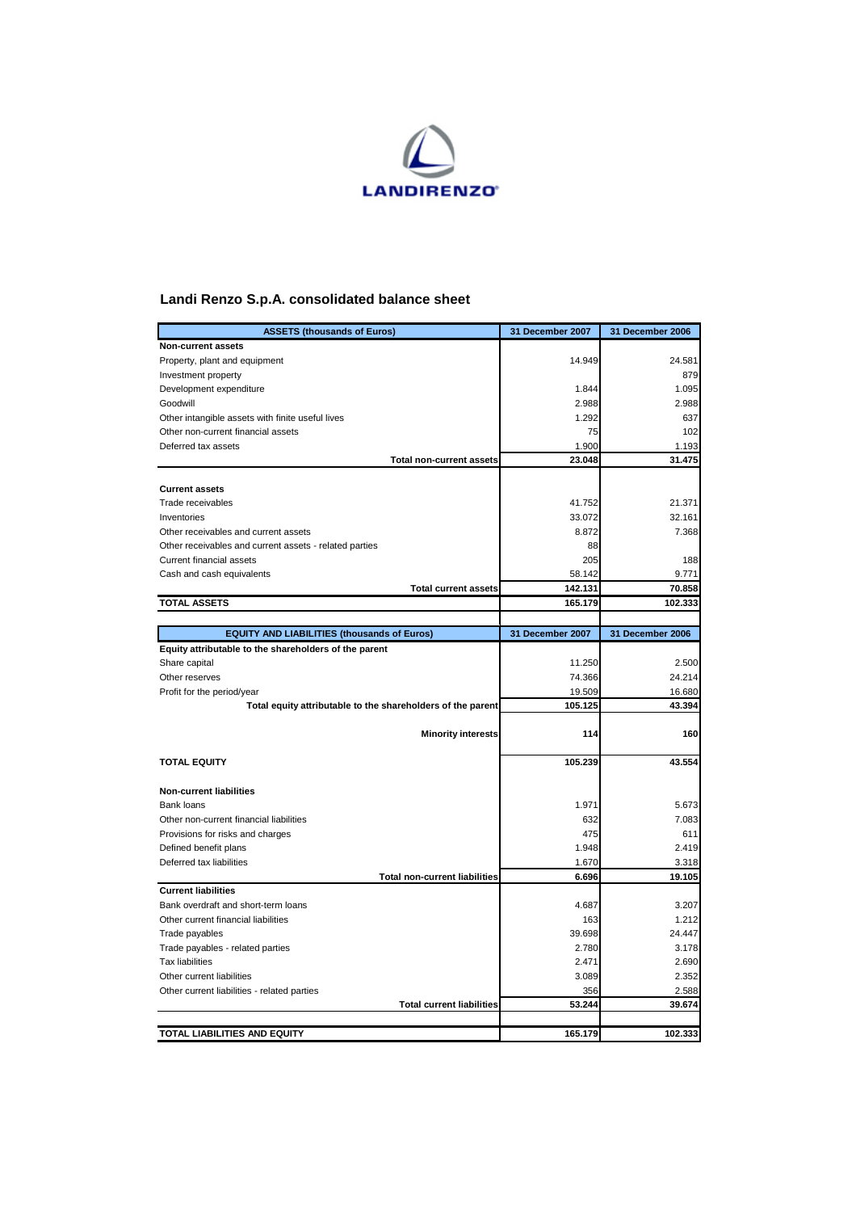LANDIRENZO

## Landi Renzo S.p.A. consolidated balance sheet

| ASSETS (thousands of Euros) | 31 December 2007 | 31 December 2006 |
|---|---|---|
| **Non-current assets** | | |
| Property, plant and equipment | 14.949 | 24.581 |
| Investment property | | 879 |
| Development expenditure | 1.844 | 1.095 |
| Goodwill | 2.988 | 2.988 |
| Other intangible assets with finite useful lives | 1.292 | 637 |
| Other non-current financial assets | 75 | 102 |
| Deferred tax assets | 1.900 | 1.193 |
| **Total non-current assets** | **23.048** | **31.475** |
| | | |
| **Current assets** | | |
| Trade receivables | 41.752 | 21.371 |
| Inventories | 33.072 | 32.161 |
| Other receivables and current assets | 8.872 | 7.368 |
| Other receivables and current assets - related parties | 88 | |
| Current financial assets | 205 | 188 |
| Cash and cash equivalents | 58.142 | 9.771 |
| **Total current assets** | **142.131** | **70.858** |
| **TOTAL ASSETS** | **165.179** | **102.333** |

| EQUITY AND LIABILITIES (thousands of Euros) | 31 December 2007 | 31 December 2006 |
|---|---|---|
| **Equity attributable to the shareholders of the parent** | | |
| Share capital | 11.250 | 2.500 |
| Other reserves | 74.366 | 24.214 |
| Profit for the period/year | 19.509 | 16.680 |
| **Total equity attributable to the shareholders of the parent** | **105.125** | **43.394** |
| | | |
| **Minority interests** | **114** | **160** |
| | | |
| **TOTAL EQUITY** | **105.239** | **43.554** |
| | | |
| **Non-current liabilities** | | |
| Bank loans | 1.971 | 5.673 |
| Other non-current financial liabilities | 632 | 7.083 |
| Provisions for risks and charges | 475 | 611 |
| Defined benefit plans | 1.948 | 2.419 |
| Deferred tax liabilities | 1.670 | 3.318 |
| **Total non-current liabilities** | **6.696** | **19.105** |
| **Current liabilities** | | |
| Bank overdraft and short-term loans | 4.687 | 3.207 |
| Other current financial liabilities | 163 | 1.212 |
| Trade payables | 39.698 | 24.447 |
| Trade payables - related parties | 2.780 | 3.178 |
| Tax liabilities | 2.471 | 2.690 |
| Other current liabilities | 3.089 | 2.352 |
| Other current liabilities - related parties | 356 | 2.588 |
| **Total current liabilities** | **53.244** | **39.674** |
| | | |
| **TOTAL LIABILITIES AND EQUITY** | **165.179** | **102.333** |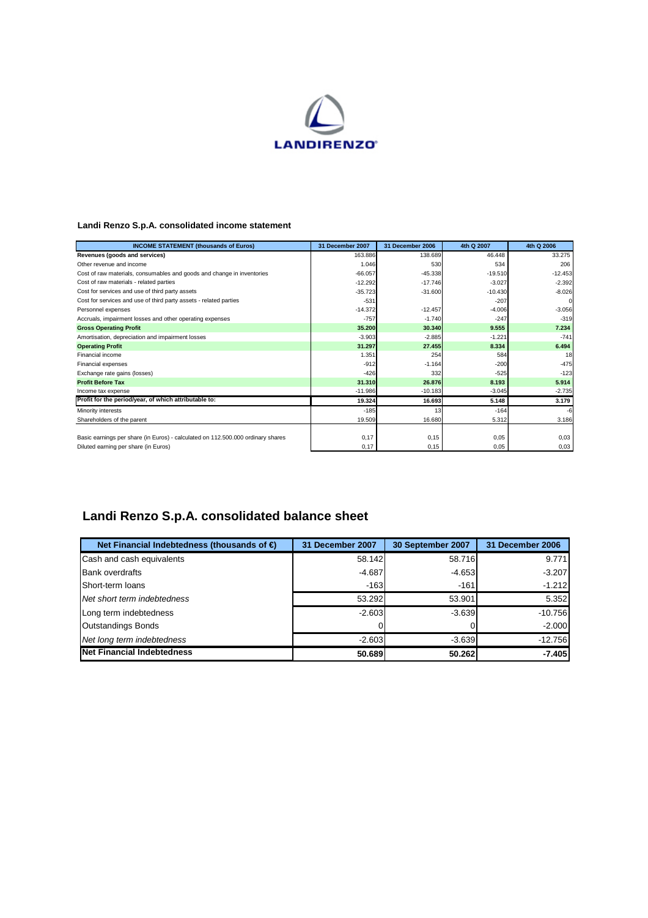LANDIRENZO

## Landi Renzo S.p.A. consolidated income statement

| INCOME STATEMENT (thousands of Euros) | 31 December 2007 | 31 December 2006 | 4th Q 2007 | 4th Q 2006 |
|---|---|---|---|---|
| **Revenues (goods and services)** | 163.886 | 138.689 | 46.448 | 33.275 |
| Other revenue and income | 1.046 | 530 | 534 | 206 |
| Cost of raw materials, consumables and goods and change in inventories | -66.057 | -45.338 | -19.510 | -12.453 |
| Cost of raw materials - related parties | -12.292 | -17.746 | -3.027 | -2.392 |
| Cost for services and use of third party assets | -35.723 | -31.600 | -10.430 | -8.026 |
| Cost for services and use of third party assets - related parties | -531 | | -207 | 0 |
| Personnel expenses | -14.372 | -12.457 | -4.006 | -3.056 |
| Accruals, impairment losses and other operating expenses | -757 | -1.740 | -247 | -319 |
| **Gross Operating Profit** | **35.200** | **30.340** | **9.555** | **7.234** |
| Amortisation, depreciation and impairment losses | -3.903 | -2.885 | -1.221 | -741 |
| **Operating Profit** | **31.297** | **27.455** | **8.334** | **6.494** |
| Financial income | 1.351 | 254 | 584 | 18 |
| Financial expenses | -912 | -1.164 | -200 | -475 |
| Exchange rate gains (losses) | -426 | 332 | -525 | -123 |
| **Profit Before Tax** | **31.310** | **26.876** | **8.193** | **5.914** |
| Income tax expense | -11.986 | -10.183 | -3.045 | -2.735 |
| **Profit for the period/year, of which attributable to:** | **19.324** | **16.693** | **5.148** | **3.179** |
| Minority interests | -185 | 13 | -164 | -6 |
| Shareholders of the parent | 19.509 | 16.680 | 5.312 | 3.186 |
| Basic earnings per share (in Euros) - calculated on 112.500.000 ordinary shares | 0,17 | 0,15 | 0,05 | 0,03 |
| Diluted earning per share (in Euros) | 0,17 | 0,15 | 0,05 | 0,03 |

## Landi Renzo S.p.A. consolidated balance sheet

| Net Financial Indebtedness (thousands of €) | 31 December 2007 | 30 September 2007 | 31 December 2006 |
|---|---|---|---|
| Cash and cash equivalents | 58.142 | 58.716 | 9.771 |
| Bank overdrafts | -4.687 | -4.653 | -3.207 |
| Short-term loans | -163 | -161 | -1.212 |
| *Net short term indebtedness* | 53.292 | 53.901 | 5.352 |
| Long term indebtedness | -2.603 | -3.639 | -10.756 |
| Outstandings Bonds | 0 | 0 | -2.000 |
| *Net long term indebtedness* | -2.603 | -3.639 | -12.756 |
| **Net Financial Indebtedness** | **50.689** | **50.262** | **-7.405** |